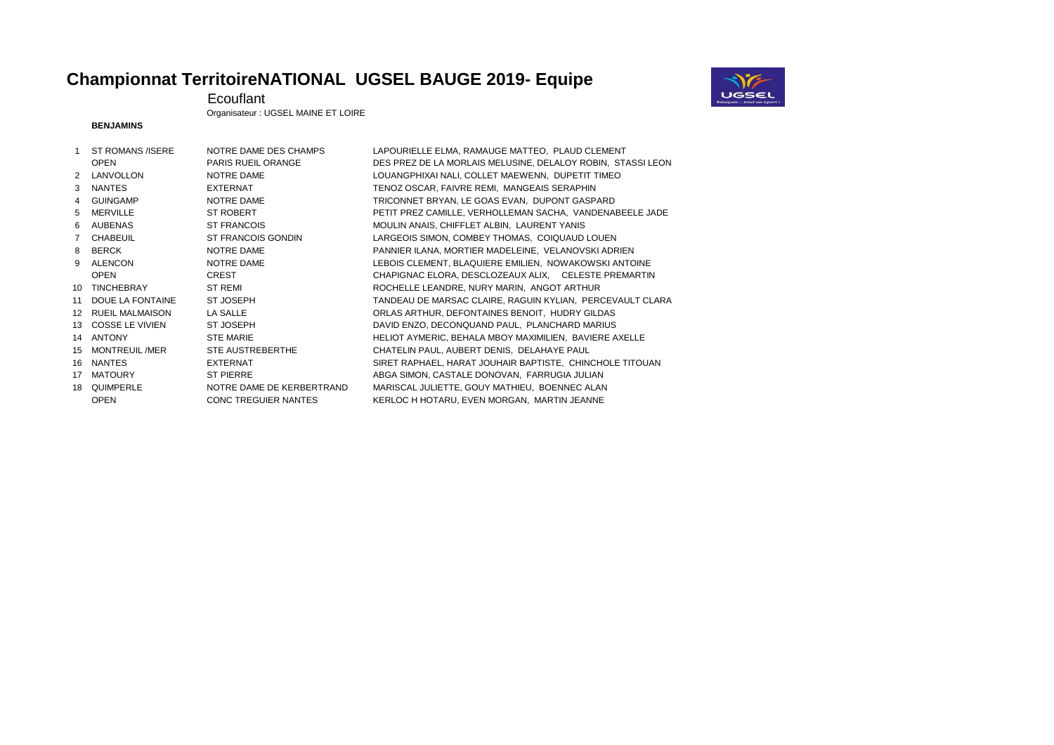# Championnat TerritoireNATIONAL UGSEL BAUGE 2019- Equipe

Ecouflant

Organisateur : UGSEL MAINE ET LOIRE

**BENJAMINS**

| | | | |
|---|---|---|---|
| 1 | ST ROMANS /ISERE | NOTRE DAME DES CHAMPS | LAPOURIELLE ELMA, RAMAUGE MATTEO, PLAUD CLEMENT |
| | OPEN | PARIS RUEIL ORANGE | DES PREZ DE LA MORLAIS MELUSINE, DELALOY ROBIN, STASSI LEON |
| 2 | LANVOLLON | NOTRE DAME | LOUANGPHIXAI NALI, COLLET MAEWENN, DUPETIT TIMEO |
| 3 | NANTES | EXTERNAT | TENOZ OSCAR, FAIVRE REMI, MANGEAIS SERAPHIN |
| 4 | GUINGAMP | NOTRE DAME | TRICONNET BRYAN, LE GOAS EVAN, DUPONT GASPARD |
| 5 | MERVILLE | ST ROBERT | PETIT PREZ CAMILLE, VERHOLLEMAN SACHA, VANDENABEELE JADE |
| 6 | AUBENAS | ST FRANCOIS | MOULIN ANAIS, CHIFFLET ALBIN, LAURENT YANIS |
| 7 | CHABEUIL | ST FRANCOIS GONDIN | LARGEOIS SIMON, COMBEY THOMAS, COIQUAUD LOUEN |
| 8 | BERCK | NOTRE DAME | PANNIER ILANA, MORTIER MADELEINE, VELANOVSKI ADRIEN |
| 9 | ALENCON | NOTRE DAME | LEBOIS CLEMENT, BLAQUIERE EMILIEN, NOWAKOWSKI ANTOINE |
| | OPEN | CREST | CHAPIGNAC ELORA, DESCLOZEAUX ALIX, CELESTE PREMARTIN |
| 10 | TINCHEBRAY | ST REMI | ROCHELLE LEANDRE, NURY MARIN, ANGOT ARTHUR |
| 11 | DOUE LA FONTAINE | ST JOSEPH | TANDEAU DE MARSAC CLAIRE, RAGUIN KYLIAN, PERCEVAULT CLARA |
| 12 | RUEIL MALMAISON | LA SALLE | ORLAS ARTHUR, DEFONTAINES BENOIT, HUDRY GILDAS |
| 13 | COSSE LE VIVIEN | ST JOSEPH | DAVID ENZO, DECONQUAND PAUL, PLANCHARD MARIUS |
| 14 | ANTONY | STE MARIE | HELIOT AYMERIC, BEHALA MBOY MAXIMILIEN, BAVIERE AXELLE |
| 15 | MONTREUIL /MER | STE AUSTREBERTHE | CHATELIN PAUL, AUBERT DENIS, DELAHAYE PAUL |
| 16 | NANTES | EXTERNAT | SIRET RAPHAEL, HARAT JOUHAIR BAPTISTE, CHINCHOLE TITOUAN |
| 17 | MATOURY | ST PIERRE | ABGA SIMON, CASTALE DONOVAN, FARRUGIA JULIAN |
| 18 | QUIMPERLE | NOTRE DAME DE KERBERTRAND | MARISCAL JULIETTE, GOUY MATHIEU, BOENNEC ALAN |
| | OPEN | CONC TREGUIER NANTES | KERLOC H HOTARU, EVEN MORGAN, MARTIN JEANNE |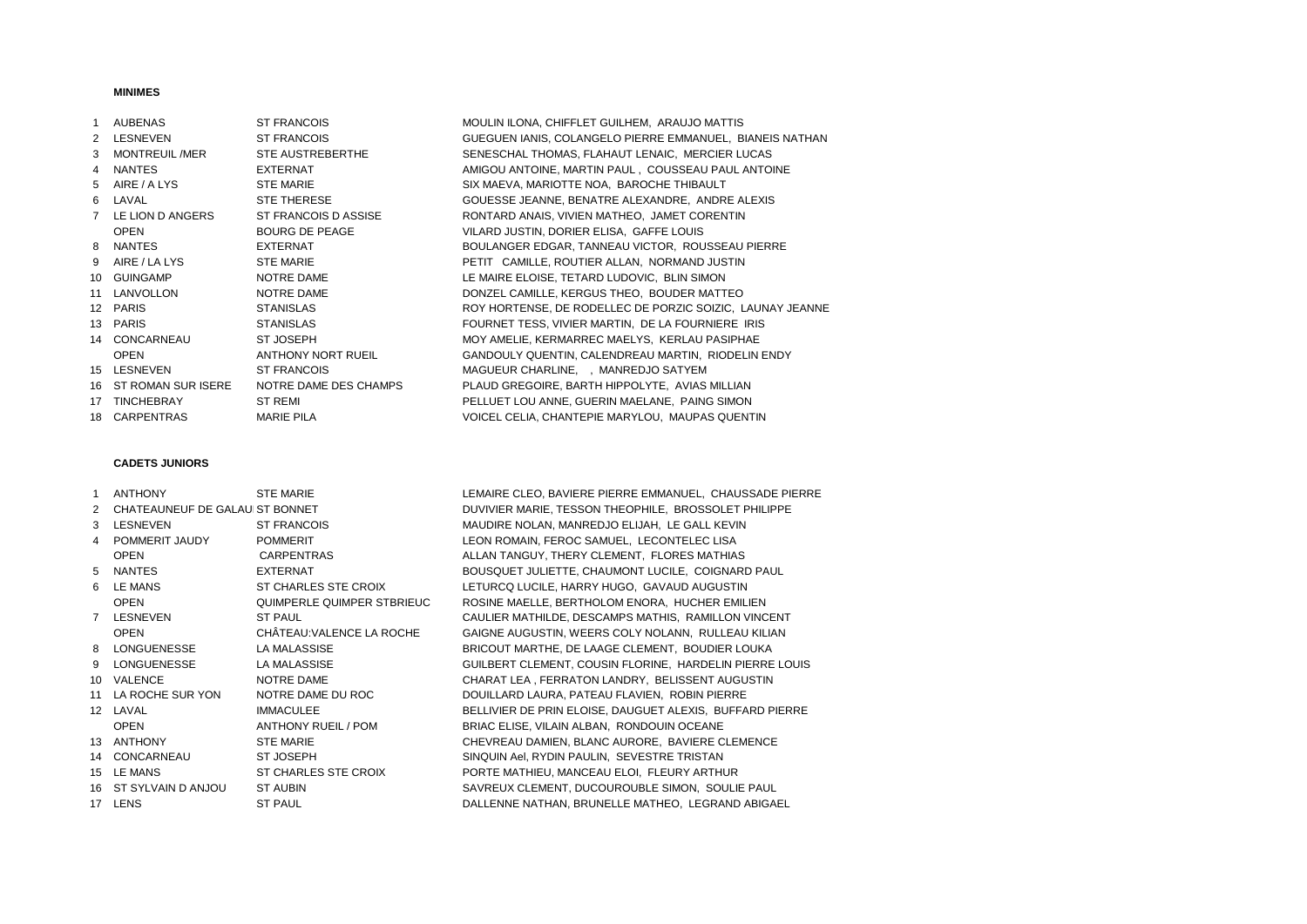**MINIMES**

| | | | |
|---|---|---|---|
| 1 | AUBENAS | ST FRANCOIS | MOULIN ILONA, CHIFFLET GUILHEM, ARAUJO MATTIS |
| 2 | LESNEVEN | ST FRANCOIS | GUEGUEN IANIS, COLANGELO PIERRE EMMANUEL, BIANEIS NATHAN |
| 3 | MONTREUIL /MER | STE AUSTREBERTHE | SENESCHAL THOMAS, FLAHAUT LENAIC, MERCIER LUCAS |
| 4 | NANTES | EXTERNAT | AMIGOU ANTOINE, MARTIN PAUL , COUSSEAU PAUL ANTOINE |
| 5 | AIRE / A LYS | STE MARIE | SIX MAEVA, MARIOTTE NOA, BAROCHE THIBAULT |
| 6 | LAVAL | STE THERESE | GOUESSE JEANNE, BENATRE ALEXANDRE, ANDRE ALEXIS |
| 7 | LE LION D ANGERS | ST FRANCOIS D ASSISE | RONTARD ANAIS, VIVIEN MATHEO, JAMET CORENTIN |
| | OPEN | BOURG DE PEAGE | VILARD JUSTIN, DORIER ELISA, GAFFE LOUIS |
| 8 | NANTES | EXTERNAT | BOULANGER EDGAR, TANNEAU VICTOR, ROUSSEAU PIERRE |
| 9 | AIRE / LA LYS | STE MARIE | PETIT CAMILLE, ROUTIER ALLAN, NORMAND JUSTIN |
| 10 | GUINGAMP | NOTRE DAME | LE MAIRE ELOISE, TETARD LUDOVIC, BLIN SIMON |
| 11 | LANVOLLON | NOTRE DAME | DONZEL CAMILLE, KERGUS THEO, BOUDER MATTEO |
| 12 | PARIS | STANISLAS | ROY HORTENSE, DE RODELLEC DE PORZIC SOIZIC, LAUNAY JEANNE |
| 13 | PARIS | STANISLAS | FOURNET TESS, VIVIER MARTIN, DE LA FOURNIERE IRIS |
| 14 | CONCARNEAU | ST JOSEPH | MOY AMELIE, KERMARREC MAELYS, KERLAU PASIPHAE |
| | OPEN | ANTHONY NORT RUEIL | GANDOULY QUENTIN, CALENDREAU MARTIN, RIODELIN ENDY |
| 15 | LESNEVEN | ST FRANCOIS | MAGUEUR CHARLINE, , MANREDJO SATYEM |
| 16 | ST ROMAN SUR ISERE | NOTRE DAME DES CHAMPS | PLAUD GREGOIRE, BARTH HIPPOLYTE, AVIAS MILLIAN |
| 17 | TINCHEBRAY | ST REMI | PELLUET LOU ANNE, GUERIN MAELANE, PAING SIMON |
| 18 | CARPENTRAS | MARIE PILA | VOICEL CELIA, CHANTEPIE MARYLOU, MAUPAS QUENTIN |

**CADETS JUNIORS**

| | | | |
|---|---|---|---|
| 1 | ANTHONY | STE MARIE | LEMAIRE CLEO, BAVIERE PIERRE EMMANUEL, CHAUSSADE PIERRE |
| 2 | CHATEAUNEUF DE GALAU | ST BONNET | DUVIVIER MARIE, TESSON THEOPHILE, BROSSOLET PHILIPPE |
| 3 | LESNEVEN | ST FRANCOIS | MAUDIRE NOLAN, MANREDJO ELIJAH, LE GALL KEVIN |
| 4 | POMMERIT JAUDY | POMMERIT | LEON ROMAIN, FEROC SAMUEL, LECONTELEC LISA |
| | OPEN | CARPENTRAS | ALLAN TANGUY, THERY CLEMENT, FLORES MATHIAS |
| 5 | NANTES | EXTERNAT | BOUSQUET JULIETTE, CHAUMONT LUCILE, COIGNARD PAUL |
| 6 | LE MANS | ST CHARLES STE CROIX | LETURCQ LUCILE, HARRY HUGO, GAVAUD AUGUSTIN |
| | OPEN | QUIMPERLE QUIMPER STBRIEUC | ROSINE MAELLE, BERTHOLOM ENORA, HUCHER EMILIEN |
| 7 | LESNEVEN | ST PAUL | CAULIER MATHILDE, DESCAMPS MATHIS, RAMILLON VINCENT |
| | OPEN | CHÂTEAU:VALENCE LA ROCHE | GAIGNE AUGUSTIN, WEERS COLY NOLANN, RULLEAU KILIAN |
| 8 | LONGUENESSE | LA MALASSISE | BRICOUT MARTHE, DE LAAGE CLEMENT, BOUDIER LOUKA |
| 9 | LONGUENESSE | LA MALASSISE | GUILBERT CLEMENT, COUSIN FLORINE, HARDELIN PIERRE LOUIS |
| 10 | VALENCE | NOTRE DAME | CHARAT LEA , FERRATON LANDRY, BELISSENT AUGUSTIN |
| 11 | LA ROCHE SUR YON | NOTRE DAME DU ROC | DOUILLARD LAURA, PATEAU FLAVIEN, ROBIN PIERRE |
| 12 | LAVAL | IMMACULEE | BELLIVIER DE PRIN ELOISE, DAUGUET ALEXIS, BUFFARD PIERRE |
| | OPEN | ANTHONY RUEIL / POM | BRIAC ELISE, VILAIN ALBAN, RONDOUIN OCEANE |
| 13 | ANTHONY | STE MARIE | CHEVREAU DAMIEN, BLANC AURORE, BAVIERE CLEMENCE |
| 14 | CONCARNEAU | ST JOSEPH | SINQUIN Ael, RYDIN PAULIN, SEVESTRE TRISTAN |
| 15 | LE MANS | ST CHARLES STE CROIX | PORTE MATHIEU, MANCEAU ELOI, FLEURY ARTHUR |
| 16 | ST SYLVAIN D ANJOU | ST AUBIN | SAVREUX CLEMENT, DUCOUROUBLE SIMON, SOULIE PAUL |
| 17 | LENS | ST PAUL | DALLENNE NATHAN, BRUNELLE MATHEO, LEGRAND ABIGAEL |